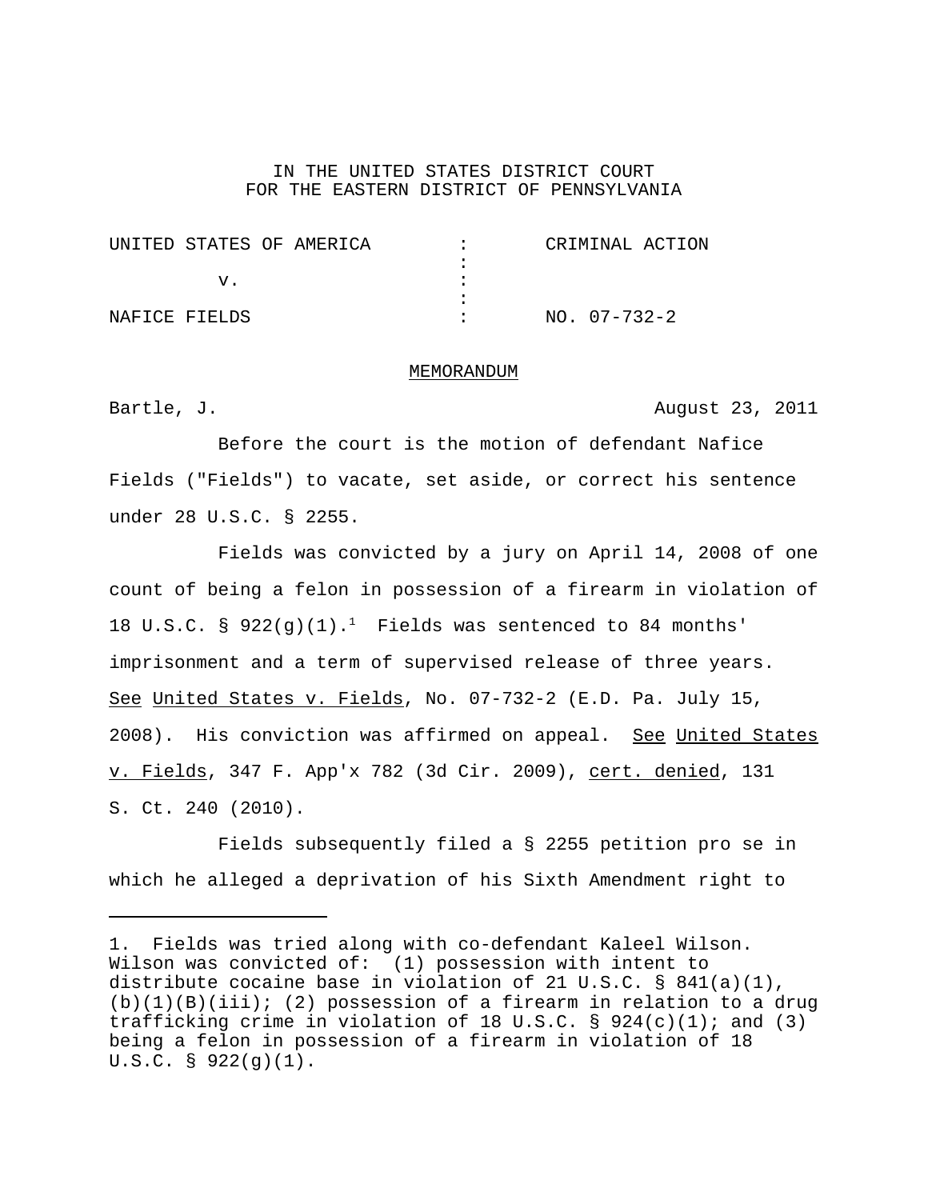IN THE UNITED STATES DISTRICT COURT
FOR THE EASTERN DISTRICT OF PENNSYLVANIA

| | | |
|---|---|---|
| UNITED STATES OF AMERICA | : | CRIMINAL ACTION |
| | : | |
| v. | : | |
| | : | |
| NAFICE FIELDS | : | NO. 07-732-2 |

MEMORANDUM

Bartle, J. August 23, 2011

Before the court is the motion of defendant Nafice Fields ("Fields") to vacate, set aside, or correct his sentence under 28 U.S.C. § 2255.

Fields was convicted by a jury on April 14, 2008 of one count of being a felon in possession of a firearm in violation of 18 U.S.C. § 922(g)(1).[1] Fields was sentenced to 84 months' imprisonment and a term of supervised release of three years. See United States v. Fields, No. 07-732-2 (E.D. Pa. July 15, 2008). His conviction was affirmed on appeal. See United States v. Fields, 347 F. App'x 782 (3d Cir. 2009), cert. denied, 131 S. Ct. 240 (2010).

Fields subsequently filed a § 2255 petition pro se in which he alleged a deprivation of his Sixth Amendment right to

---

1. Fields was tried along with co-defendant Kaleel Wilson. Wilson was convicted of: (1) possession with intent to distribute cocaine base in violation of 21 U.S.C. § 841(a)(1), (b)(1)(B)(iii); (2) possession of a firearm in relation to a drug trafficking crime in violation of 18 U.S.C. § 924(c)(1); and (3) being a felon in possession of a firearm in violation of 18 U.S.C. § 922(g)(1).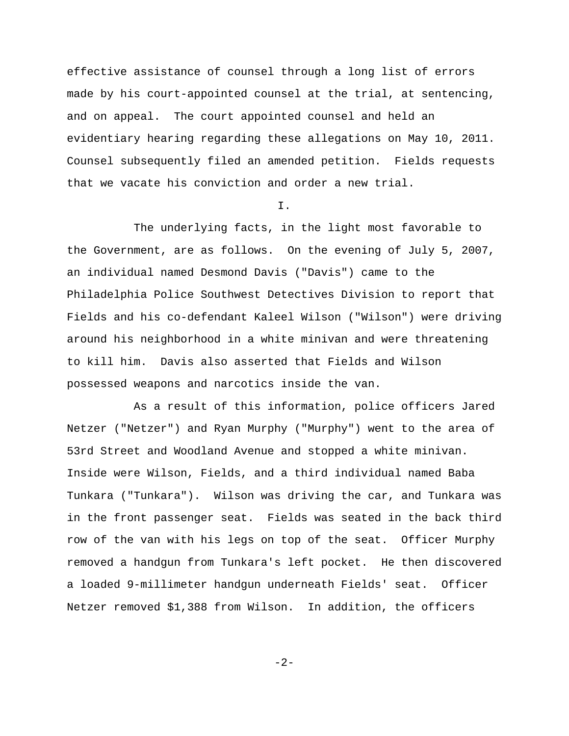effective assistance of counsel through a long list of errors made by his court-appointed counsel at the trial, at sentencing, and on appeal. The court appointed counsel and held an evidentiary hearing regarding these allegations on May 10, 2011. Counsel subsequently filed an amended petition. Fields requests that we vacate his conviction and order a new trial.

I.

The underlying facts, in the light most favorable to the Government, are as follows. On the evening of July 5, 2007, an individual named Desmond Davis ("Davis") came to the Philadelphia Police Southwest Detectives Division to report that Fields and his co-defendant Kaleel Wilson ("Wilson") were driving around his neighborhood in a white minivan and were threatening to kill him. Davis also asserted that Fields and Wilson possessed weapons and narcotics inside the van.

As a result of this information, police officers Jared Netzer ("Netzer") and Ryan Murphy ("Murphy") went to the area of 53rd Street and Woodland Avenue and stopped a white minivan. Inside were Wilson, Fields, and a third individual named Baba Tunkara ("Tunkara"). Wilson was driving the car, and Tunkara was in the front passenger seat. Fields was seated in the back third row of the van with his legs on top of the seat. Officer Murphy removed a handgun from Tunkara's left pocket. He then discovered a loaded 9-millimeter handgun underneath Fields' seat. Officer Netzer removed $1,388 from Wilson. In addition, the officers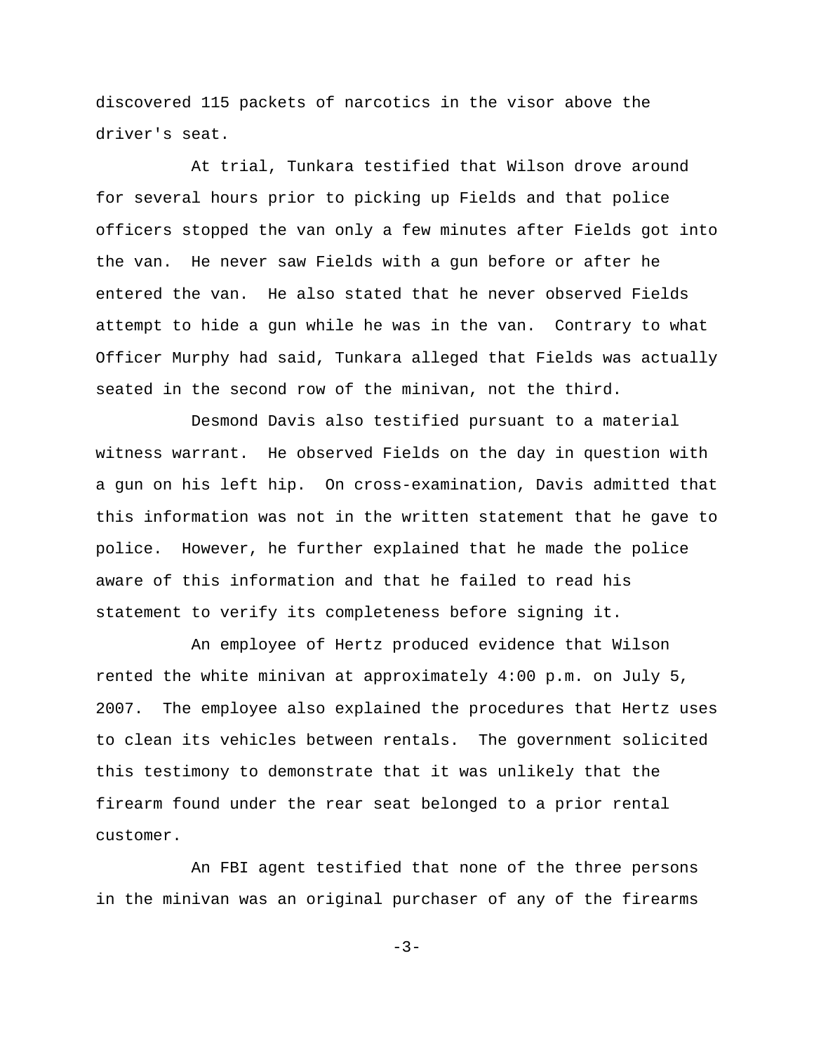discovered 115 packets of narcotics in the visor above the driver's seat.

At trial, Tunkara testified that Wilson drove around for several hours prior to picking up Fields and that police officers stopped the van only a few minutes after Fields got into the van. He never saw Fields with a gun before or after he entered the van. He also stated that he never observed Fields attempt to hide a gun while he was in the van. Contrary to what Officer Murphy had said, Tunkara alleged that Fields was actually seated in the second row of the minivan, not the third.

Desmond Davis also testified pursuant to a material witness warrant. He observed Fields on the day in question with a gun on his left hip. On cross-examination, Davis admitted that this information was not in the written statement that he gave to police. However, he further explained that he made the police aware of this information and that he failed to read his statement to verify its completeness before signing it.

An employee of Hertz produced evidence that Wilson rented the white minivan at approximately 4:00 p.m. on July 5, 2007. The employee also explained the procedures that Hertz uses to clean its vehicles between rentals. The government solicited this testimony to demonstrate that it was unlikely that the firearm found under the rear seat belonged to a prior rental customer.

An FBI agent testified that none of the three persons in the minivan was an original purchaser of any of the firearms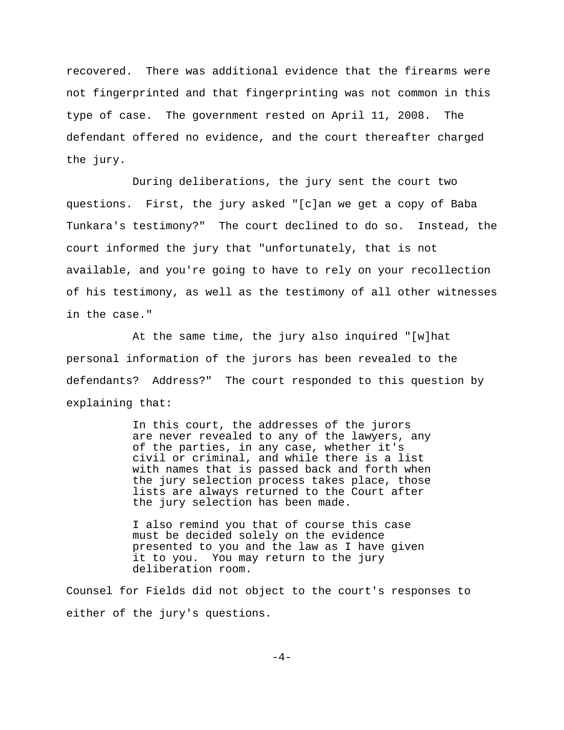recovered. There was additional evidence that the firearms were not fingerprinted and that fingerprinting was not common in this type of case. The government rested on April 11, 2008. The defendant offered no evidence, and the court thereafter charged the jury.

During deliberations, the jury sent the court two questions. First, the jury asked "[c]an we get a copy of Baba Tunkara's testimony?" The court declined to do so. Instead, the court informed the jury that "unfortunately, that is not available, and you're going to have to rely on your recollection of his testimony, as well as the testimony of all other witnesses in the case."

At the same time, the jury also inquired "[w]hat personal information of the jurors has been revealed to the defendants? Address?" The court responded to this question by explaining that:

> In this court, the addresses of the jurors are never revealed to any of the lawyers, any of the parties, in any case, whether it's civil or criminal, and while there is a list with names that is passed back and forth when the jury selection process takes place, those lists are always returned to the Court after the jury selection has been made.
>
> I also remind you that of course this case must be decided solely on the evidence presented to you and the law as I have given it to you. You may return to the jury deliberation room.

Counsel for Fields did not object to the court's responses to either of the jury's questions.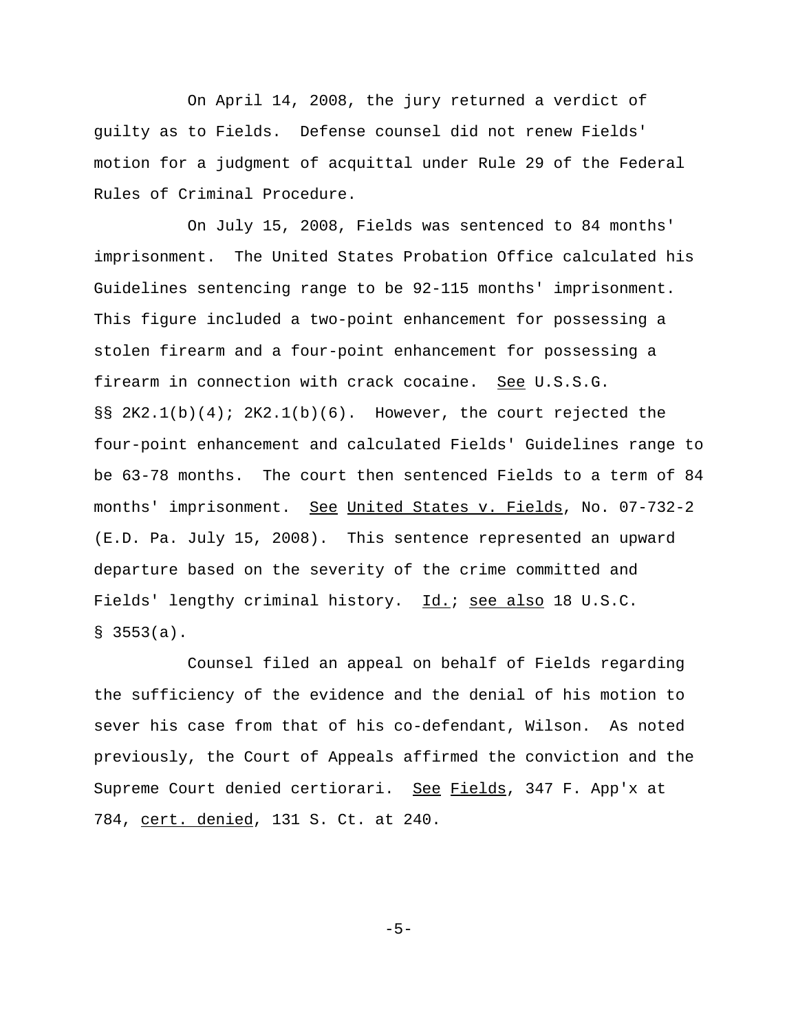On April 14, 2008, the jury returned a verdict of guilty as to Fields. Defense counsel did not renew Fields' motion for a judgment of acquittal under Rule 29 of the Federal Rules of Criminal Procedure.

On July 15, 2008, Fields was sentenced to 84 months' imprisonment. The United States Probation Office calculated his Guidelines sentencing range to be 92-115 months' imprisonment. This figure included a two-point enhancement for possessing a stolen firearm and a four-point enhancement for possessing a firearm in connection with crack cocaine. See U.S.S.G. §§ 2K2.1(b)(4); 2K2.1(b)(6). However, the court rejected the four-point enhancement and calculated Fields' Guidelines range to be 63-78 months. The court then sentenced Fields to a term of 84 months' imprisonment. See United States v. Fields, No. 07-732-2 (E.D. Pa. July 15, 2008). This sentence represented an upward departure based on the severity of the crime committed and Fields' lengthy criminal history. Id.; see also 18 U.S.C. § 3553(a).

Counsel filed an appeal on behalf of Fields regarding the sufficiency of the evidence and the denial of his motion to sever his case from that of his co-defendant, Wilson. As noted previously, the Court of Appeals affirmed the conviction and the Supreme Court denied certiorari. See Fields, 347 F. App'x at 784, cert. denied, 131 S. Ct. at 240.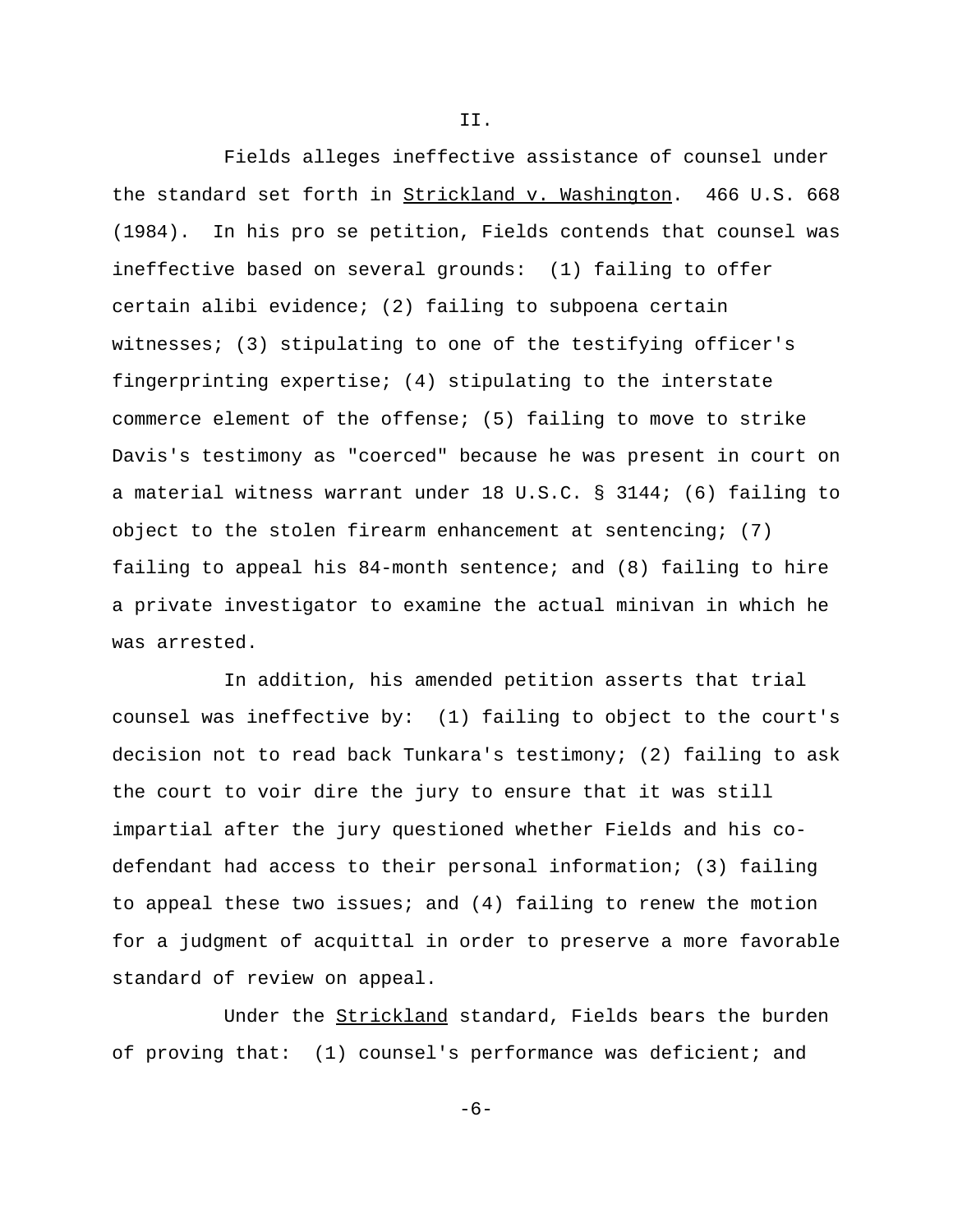II.

Fields alleges ineffective assistance of counsel under the standard set forth in Strickland v. Washington. 466 U.S. 668 (1984). In his pro se petition, Fields contends that counsel was ineffective based on several grounds: (1) failing to offer certain alibi evidence; (2) failing to subpoena certain witnesses; (3) stipulating to one of the testifying officer's fingerprinting expertise; (4) stipulating to the interstate commerce element of the offense; (5) failing to move to strike Davis's testimony as "coerced" because he was present in court on a material witness warrant under 18 U.S.C. § 3144; (6) failing to object to the stolen firearm enhancement at sentencing; (7) failing to appeal his 84-month sentence; and (8) failing to hire a private investigator to examine the actual minivan in which he was arrested.

In addition, his amended petition asserts that trial counsel was ineffective by: (1) failing to object to the court's decision not to read back Tunkara's testimony; (2) failing to ask the court to voir dire the jury to ensure that it was still impartial after the jury questioned whether Fields and his co-defendant had access to their personal information; (3) failing to appeal these two issues; and (4) failing to renew the motion for a judgment of acquittal in order to preserve a more favorable standard of review on appeal.

Under the Strickland standard, Fields bears the burden of proving that: (1) counsel's performance was deficient; and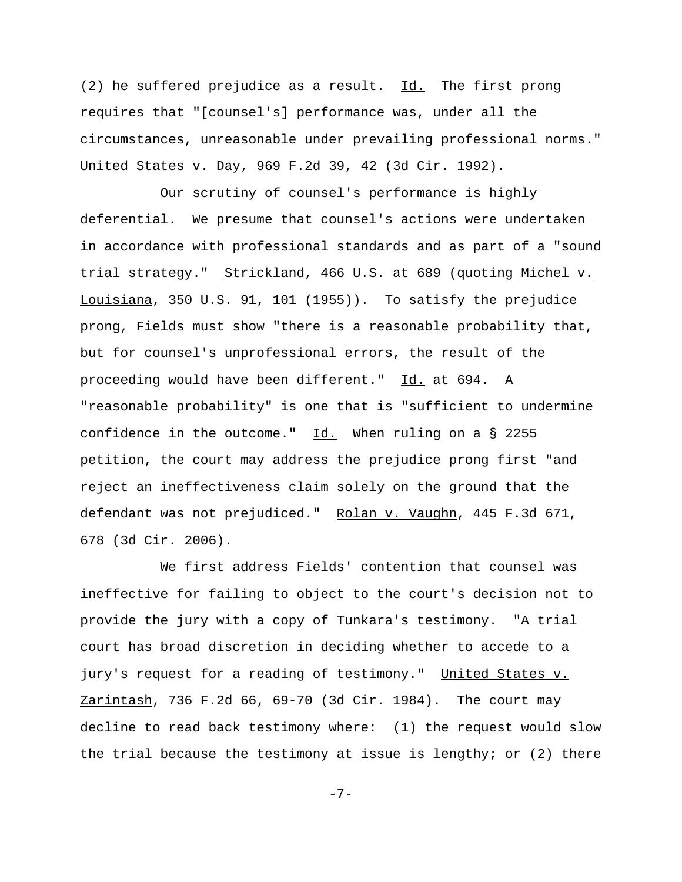(2) he suffered prejudice as a result. Id. The first prong requires that "[counsel's] performance was, under all the circumstances, unreasonable under prevailing professional norms." United States v. Day, 969 F.2d 39, 42 (3d Cir. 1992).

Our scrutiny of counsel's performance is highly deferential. We presume that counsel's actions were undertaken in accordance with professional standards and as part of a "sound trial strategy." Strickland, 466 U.S. at 689 (quoting Michel v. Louisiana, 350 U.S. 91, 101 (1955)). To satisfy the prejudice prong, Fields must show "there is a reasonable probability that, but for counsel's unprofessional errors, the result of the proceeding would have been different." Id. at 694. A "reasonable probability" is one that is "sufficient to undermine confidence in the outcome." Id. When ruling on a § 2255 petition, the court may address the prejudice prong first "and reject an ineffectiveness claim solely on the ground that the defendant was not prejudiced." Rolan v. Vaughn, 445 F.3d 671, 678 (3d Cir. 2006).

We first address Fields' contention that counsel was ineffective for failing to object to the court's decision not to provide the jury with a copy of Tunkara's testimony. "A trial court has broad discretion in deciding whether to accede to a jury's request for a reading of testimony." United States v. Zarintash, 736 F.2d 66, 69-70 (3d Cir. 1984). The court may decline to read back testimony where: (1) the request would slow the trial because the testimony at issue is lengthy; or (2) there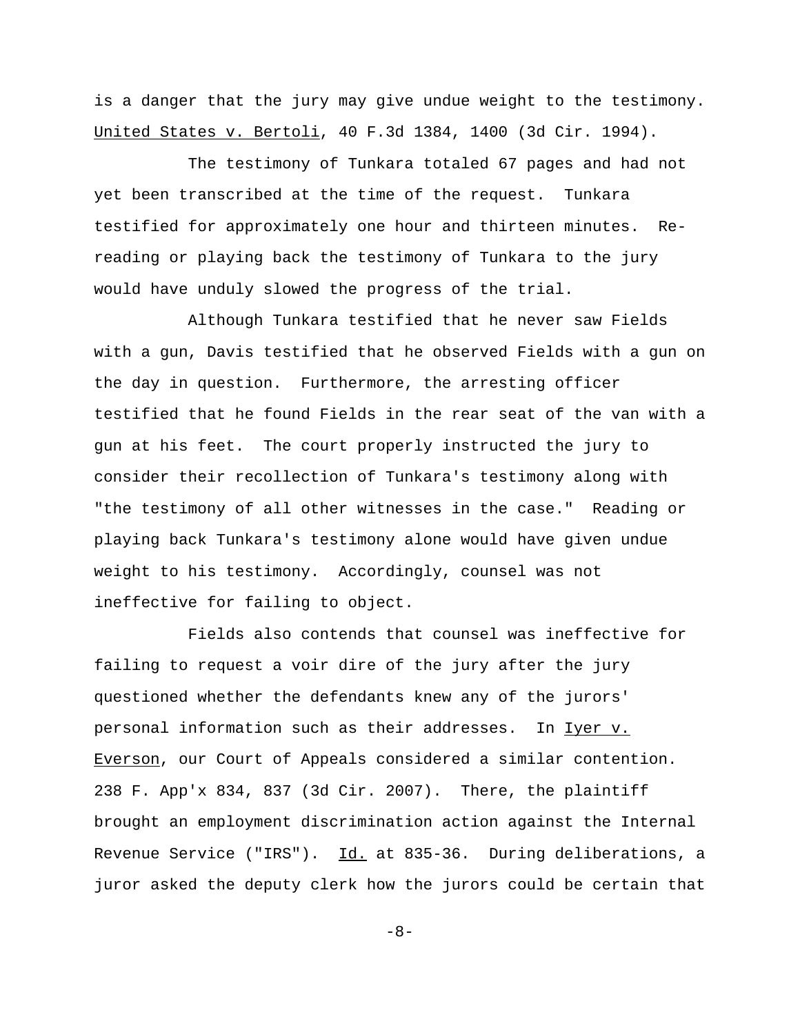is a danger that the jury may give undue weight to the testimony. United States v. Bertoli, 40 F.3d 1384, 1400 (3d Cir. 1994).

The testimony of Tunkara totaled 67 pages and had not yet been transcribed at the time of the request. Tunkara testified for approximately one hour and thirteen minutes. Re-reading or playing back the testimony of Tunkara to the jury would have unduly slowed the progress of the trial.

Although Tunkara testified that he never saw Fields with a gun, Davis testified that he observed Fields with a gun on the day in question. Furthermore, the arresting officer testified that he found Fields in the rear seat of the van with a gun at his feet. The court properly instructed the jury to consider their recollection of Tunkara's testimony along with "the testimony of all other witnesses in the case." Reading or playing back Tunkara's testimony alone would have given undue weight to his testimony. Accordingly, counsel was not ineffective for failing to object.

Fields also contends that counsel was ineffective for failing to request a voir dire of the jury after the jury questioned whether the defendants knew any of the jurors' personal information such as their addresses. In Iyer v. Everson, our Court of Appeals considered a similar contention. 238 F. App'x 834, 837 (3d Cir. 2007). There, the plaintiff brought an employment discrimination action against the Internal Revenue Service ("IRS"). Id. at 835-36. During deliberations, a juror asked the deputy clerk how the jurors could be certain that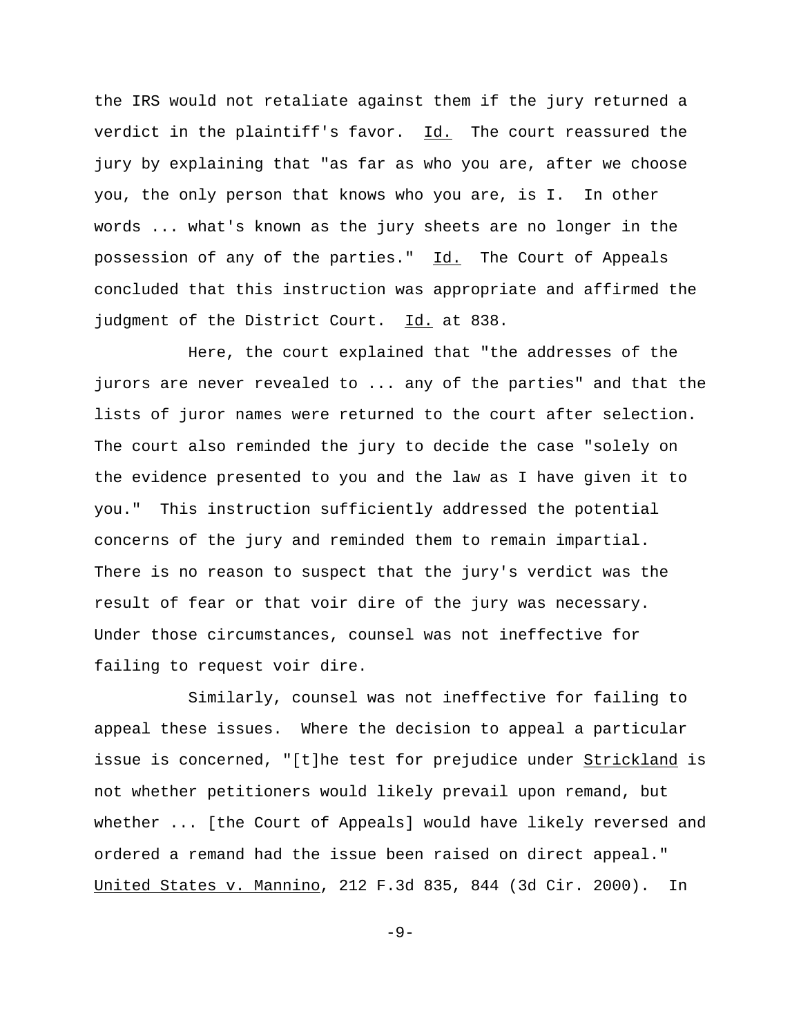the IRS would not retaliate against them if the jury returned a verdict in the plaintiff's favor. Id. The court reassured the jury by explaining that "as far as who you are, after we choose you, the only person that knows who you are, is I. In other words ... what's known as the jury sheets are no longer in the possession of any of the parties." Id. The Court of Appeals concluded that this instruction was appropriate and affirmed the judgment of the District Court. Id. at 838.

Here, the court explained that "the addresses of the jurors are never revealed to ... any of the parties" and that the lists of juror names were returned to the court after selection. The court also reminded the jury to decide the case "solely on the evidence presented to you and the law as I have given it to you." This instruction sufficiently addressed the potential concerns of the jury and reminded them to remain impartial. There is no reason to suspect that the jury's verdict was the result of fear or that voir dire of the jury was necessary. Under those circumstances, counsel was not ineffective for failing to request voir dire.

Similarly, counsel was not ineffective for failing to appeal these issues. Where the decision to appeal a particular issue is concerned, "[t]he test for prejudice under Strickland is not whether petitioners would likely prevail upon remand, but whether ... [the Court of Appeals] would have likely reversed and ordered a remand had the issue been raised on direct appeal." United States v. Mannino, 212 F.3d 835, 844 (3d Cir. 2000). In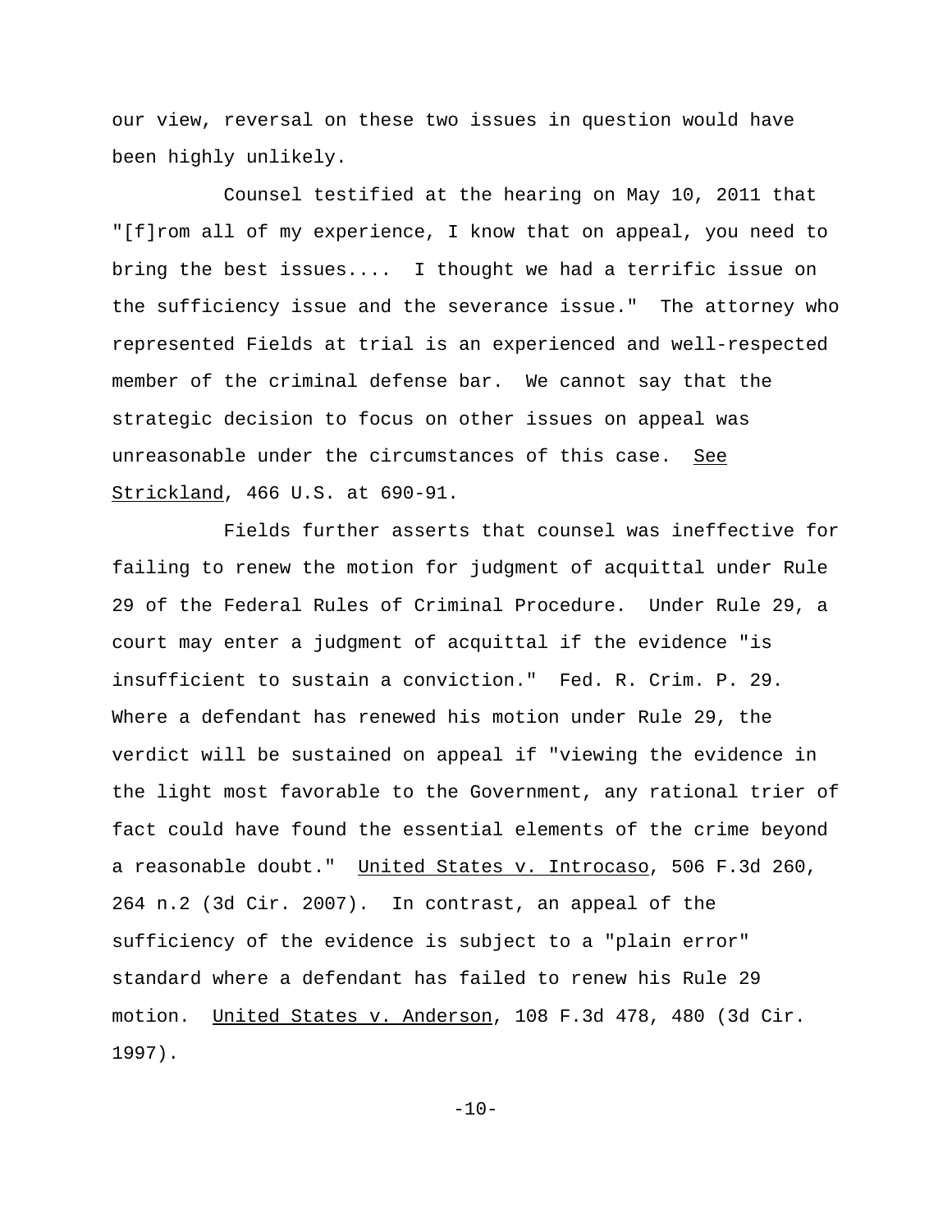our view, reversal on these two issues in question would have been highly unlikely.

Counsel testified at the hearing on May 10, 2011 that "[f]rom all of my experience, I know that on appeal, you need to bring the best issues.... I thought we had a terrific issue on the sufficiency issue and the severance issue." The attorney who represented Fields at trial is an experienced and well-respected member of the criminal defense bar. We cannot say that the strategic decision to focus on other issues on appeal was unreasonable under the circumstances of this case. See Strickland, 466 U.S. at 690-91.

Fields further asserts that counsel was ineffective for failing to renew the motion for judgment of acquittal under Rule 29 of the Federal Rules of Criminal Procedure. Under Rule 29, a court may enter a judgment of acquittal if the evidence "is insufficient to sustain a conviction." Fed. R. Crim. P. 29. Where a defendant has renewed his motion under Rule 29, the verdict will be sustained on appeal if "viewing the evidence in the light most favorable to the Government, any rational trier of fact could have found the essential elements of the crime beyond a reasonable doubt." United States v. Introcaso, 506 F.3d 260, 264 n.2 (3d Cir. 2007). In contrast, an appeal of the sufficiency of the evidence is subject to a "plain error" standard where a defendant has failed to renew his Rule 29 motion. United States v. Anderson, 108 F.3d 478, 480 (3d Cir. 1997).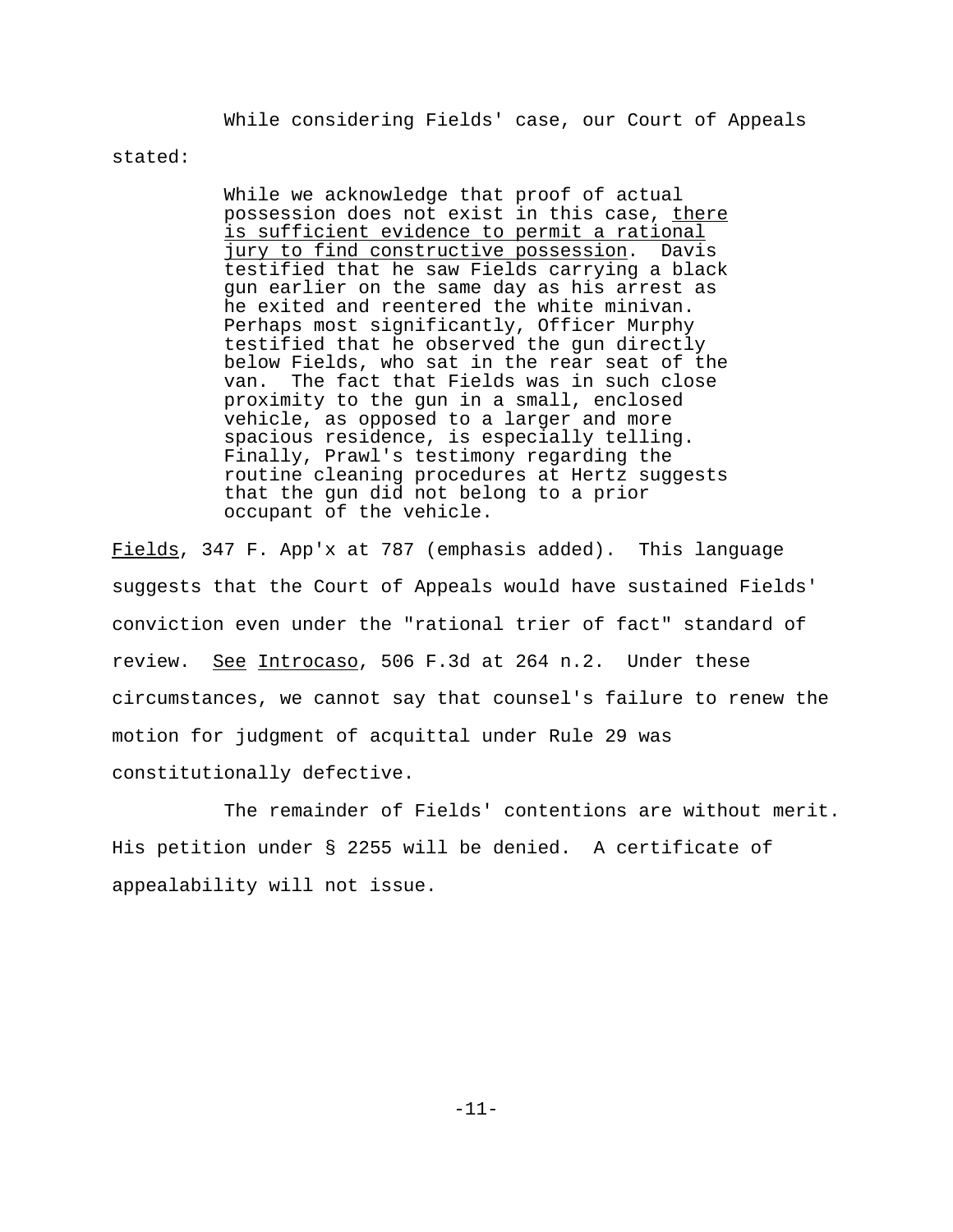While considering Fields' case, our Court of Appeals stated:

> While we acknowledge that proof of actual possession does not exist in this case, there is sufficient evidence to permit a rational jury to find constructive possession. Davis testified that he saw Fields carrying a black gun earlier on the same day as his arrest as he exited and reentered the white minivan. Perhaps most significantly, Officer Murphy testified that he observed the gun directly below Fields, who sat in the rear seat of the van. The fact that Fields was in such close proximity to the gun in a small, enclosed vehicle, as opposed to a larger and more spacious residence, is especially telling. Finally, Prawl's testimony regarding the routine cleaning procedures at Hertz suggests that the gun did not belong to a prior occupant of the vehicle.

*Fields*, 347 F. App'x at 787 (emphasis added). This language suggests that the Court of Appeals would have sustained Fields' conviction even under the "rational trier of fact" standard of review. *See* *Introcaso*, 506 F.3d at 264 n.2. Under these circumstances, we cannot say that counsel's failure to renew the motion for judgment of acquittal under Rule 29 was constitutionally defective.

The remainder of Fields' contentions are without merit. His petition under § 2255 will be denied. A certificate of appealability will not issue.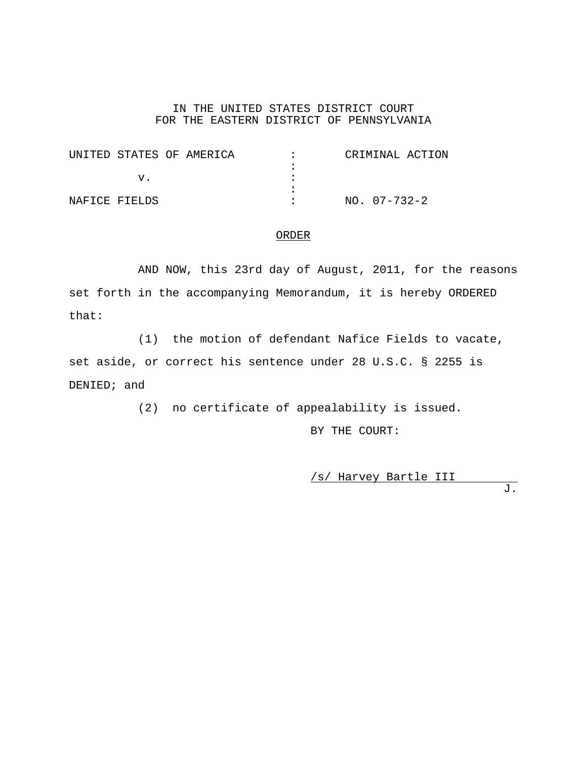IN THE UNITED STATES DISTRICT COURT
FOR THE EASTERN DISTRICT OF PENNSYLVANIA

| | | |
|---|---|---|
| UNITED STATES OF AMERICA | : | CRIMINAL ACTION |
| | : | |
| v. | : | |
| | : | |
| NAFICE FIELDS | : | NO. 07-732-2 |

ORDER

AND NOW, this 23rd day of August, 2011, for the reasons set forth in the accompanying Memorandum, it is hereby ORDERED that:

(1) the motion of defendant Nafice Fields to vacate, set aside, or correct his sentence under 28 U.S.C. § 2255 is DENIED; and

(2) no certificate of appealability is issued.

BY THE COURT:

/s/ Harvey Bartle III
J.